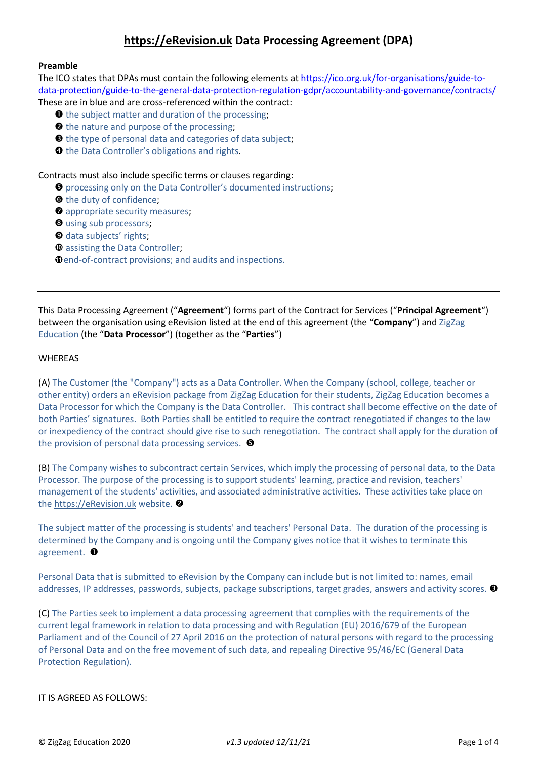# [https://eRevision.uk](https://eRevision.uk) Data Processing Agreement (DPA)

**Preamble**

The ICO states that DPAs must contain the following elements at [https://ico.org.uk/for-organisations/guide-to-data-protection/guide-to-the-general-data-protection-regulation-gdpr/accountability-and-governance/contracts/](https://ico.org.uk/for-organisations/guide-to-data-protection/guide-to-the-general-data-protection-regulation-gdpr/accountability-and-governance/contracts/)

These are in blue and are cross-referenced within the contract:

- ❶ the subject matter and duration of the processing;
- ❷ the nature and purpose of the processing;
- ❸ the type of personal data and categories of data subject;
- ❹ the Data Controller's obligations and rights.

Contracts must also include specific terms or clauses regarding:

- ❺ processing only on the Data Controller's documented instructions;
- ❻ the duty of confidence;
- ❼ appropriate security measures;
- ❽ using sub processors;
- ❾ data subjects' rights;
- ❿ assisting the Data Controller;
- ⓫ end-of-contract provisions; and audits and inspections.

---

This Data Processing Agreement ("**Agreement**") forms part of the Contract for Services ("**Principal Agreement**") between the organisation using eRevision listed at the end of this agreement (the "**Company**") and ZigZag Education (the "**Data Processor**") (together as the "**Parties**")

WHEREAS

(A) The Customer (the "Company") acts as a Data Controller. When the Company (school, college, teacher or other entity) orders an eRevision package from ZigZag Education for their students, ZigZag Education becomes a Data Processor for which the Company is the Data Controller. This contract shall become effective on the date of both Parties' signatures. Both Parties shall be entitled to require the contract renegotiated if changes to the law or inexpediency of the contract should give rise to such renegotiation. The contract shall apply for the duration of the provision of personal data processing services. ❺

(B) The Company wishes to subcontract certain Services, which imply the processing of personal data, to the Data Processor. The purpose of the processing is to support students' learning, practice and revision, teachers' management of the students' activities, and associated administrative activities. These activities take place on the [https://eRevision.uk](https://eRevision.uk) website. ❷

The subject matter of the processing is students' and teachers' Personal Data. The duration of the processing is determined by the Company and is ongoing until the Company gives notice that it wishes to terminate this agreement. ❶

Personal Data that is submitted to eRevision by the Company can include but is not limited to: names, email addresses, IP addresses, passwords, subjects, package subscriptions, target grades, answers and activity scores. ❸

(C) The Parties seek to implement a data processing agreement that complies with the requirements of the current legal framework in relation to data processing and with Regulation (EU) 2016/679 of the European Parliament and of the Council of 27 April 2016 on the protection of natural persons with regard to the processing of Personal Data and on the free movement of such data, and repealing Directive 95/46/EC (General Data Protection Regulation).

IT IS AGREED AS FOLLOWS: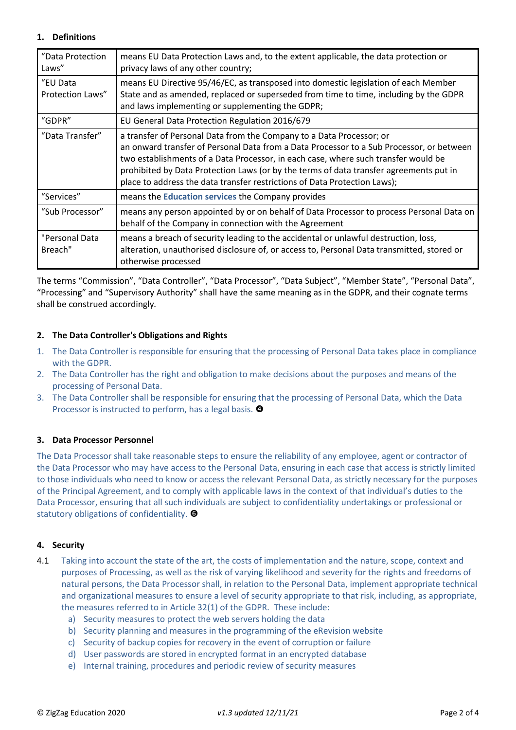## 1. Definitions

| "Data Protection Laws" | means EU Data Protection Laws and, to the extent applicable, the data protection or privacy laws of any other country; |
|---|---|
| "EU Data Protection Laws" | means EU Directive 95/46/EC, as transposed into domestic legislation of each Member State and as amended, replaced or superseded from time to time, including by the GDPR and laws implementing or supplementing the GDPR; |
| "GDPR" | EU General Data Protection Regulation 2016/679 |
| "Data Transfer" | a transfer of Personal Data from the Company to a Data Processor; or an onward transfer of Personal Data from a Data Processor to a Sub Processor, or between two establishments of a Data Processor, in each case, where such transfer would be prohibited by Data Protection Laws (or by the terms of data transfer agreements put in place to address the data transfer restrictions of Data Protection Laws); |
| "Services" | means the **Education services** the Company provides |
| "Sub Processor" | means any person appointed by or on behalf of Data Processor to process Personal Data on behalf of the Company in connection with the Agreement |
| "Personal Data Breach" | means a breach of security leading to the accidental or unlawful destruction, loss, alteration, unauthorised disclosure of, or access to, Personal Data transmitted, stored or otherwise processed |

The terms "Commission", "Data Controller", "Data Processor", "Data Subject", "Member State", "Personal Data", "Processing" and "Supervisory Authority" shall have the same meaning as in the GDPR, and their cognate terms shall be construed accordingly.

## 2. The Data Controller's Obligations and Rights

1. The Data Controller is responsible for ensuring that the processing of Personal Data takes place in compliance with the GDPR.
2. The Data Controller has the right and obligation to make decisions about the purposes and means of the processing of Personal Data.
3. The Data Controller shall be responsible for ensuring that the processing of Personal Data, which the Data Processor is instructed to perform, has a legal basis. ❹

## 3. Data Processor Personnel

The Data Processor shall take reasonable steps to ensure the reliability of any employee, agent or contractor of the Data Processor who may have access to the Personal Data, ensuring in each case that access is strictly limited to those individuals who need to know or access the relevant Personal Data, as strictly necessary for the purposes of the Principal Agreement, and to comply with applicable laws in the context of that individual's duties to the Data Processor, ensuring that all such individuals are subject to confidentiality undertakings or professional or statutory obligations of confidentiality. ❻

## 4. Security

4.1 Taking into account the state of the art, the costs of implementation and the nature, scope, context and purposes of Processing, as well as the risk of varying likelihood and severity for the rights and freedoms of natural persons, the Data Processor shall, in relation to the Personal Data, implement appropriate technical and organizational measures to ensure a level of security appropriate to that risk, including, as appropriate, the measures referred to in Article 32(1) of the GDPR. These include:

a) Security measures to protect the web servers holding the data
b) Security planning and measures in the programming of the eRevision website
c) Security of backup copies for recovery in the event of corruption or failure
d) User passwords are stored in encrypted format in an encrypted database
e) Internal training, procedures and periodic review of security measures

© ZigZag Education 2020 *v1.3 updated 12/11/21*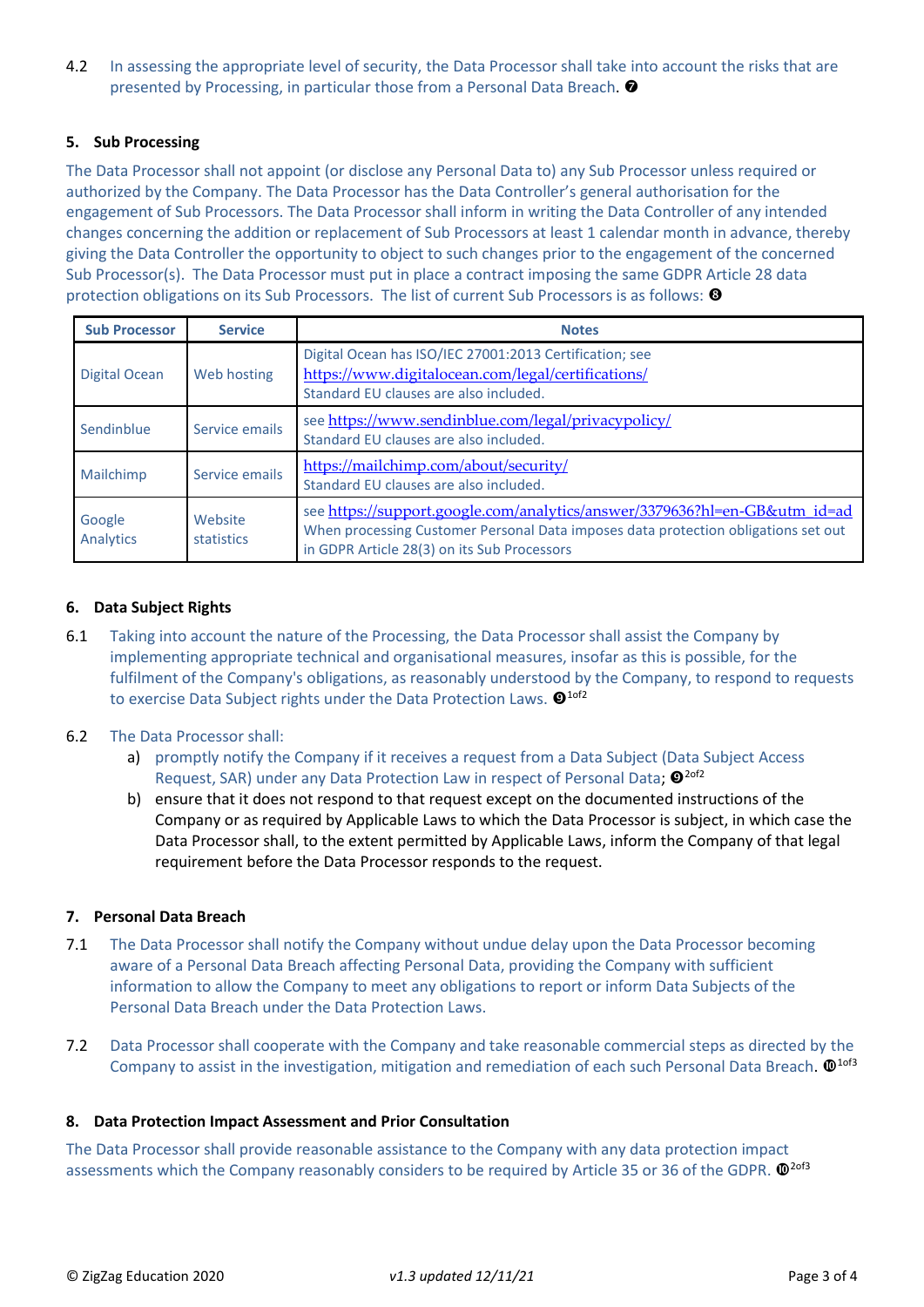4.2 In assessing the appropriate level of security, the Data Processor shall take into account the risks that are presented by Processing, in particular those from a Personal Data Breach. ❼

## 5. Sub Processing

The Data Processor shall not appoint (or disclose any Personal Data to) any Sub Processor unless required or authorized by the Company. The Data Processor has the Data Controller's general authorisation for the engagement of Sub Processors. The Data Processor shall inform in writing the Data Controller of any intended changes concerning the addition or replacement of Sub Processors at least 1 calendar month in advance, thereby giving the Data Controller the opportunity to object to such changes prior to the engagement of the concerned Sub Processor(s). The Data Processor must put in place a contract imposing the same GDPR Article 28 data protection obligations on its Sub Processors. The list of current Sub Processors is as follows: ❽

| Sub Processor | Service | Notes |
| --- | --- | --- |
| Digital Ocean | Web hosting | Digital Ocean has ISO/IEC 27001:2013 Certification; see https://www.digitalocean.com/legal/certifications/ Standard EU clauses are also included. |
| Sendinblue | Service emails | see https://www.sendinblue.com/legal/privacypolicy/ Standard EU clauses are also included. |
| Mailchimp | Service emails | https://mailchimp.com/about/security/ Standard EU clauses are also included. |
| Google Analytics | Website statistics | see https://support.google.com/analytics/answer/3379636?hl=en-GB&utm_id=ad When processing Customer Personal Data imposes data protection obligations set out in GDPR Article 28(3) on its Sub Processors |

## 6. Data Subject Rights

6.1 Taking into account the nature of the Processing, the Data Processor shall assist the Company by implementing appropriate technical and organisational measures, insofar as this is possible, for the fulfilment of the Company's obligations, as reasonably understood by the Company, to respond to requests to exercise Data Subject rights under the Data Protection Laws. ❾ 1of2

6.2 The Data Processor shall:

a) promptly notify the Company if it receives a request from a Data Subject (Data Subject Access Request, SAR) under any Data Protection Law in respect of Personal Data; ❾ 2of2

b) ensure that it does not respond to that request except on the documented instructions of the Company or as required by Applicable Laws to which the Data Processor is subject, in which case the Data Processor shall, to the extent permitted by Applicable Laws, inform the Company of that legal requirement before the Data Processor responds to the request.

## 7. Personal Data Breach

7.1 The Data Processor shall notify the Company without undue delay upon the Data Processor becoming aware of a Personal Data Breach affecting Personal Data, providing the Company with sufficient information to allow the Company to meet any obligations to report or inform Data Subjects of the Personal Data Breach under the Data Protection Laws.

7.2 Data Processor shall cooperate with the Company and take reasonable commercial steps as directed by the Company to assist in the investigation, mitigation and remediation of each such Personal Data Breach. ❿ 1of3

## 8. Data Protection Impact Assessment and Prior Consultation

The Data Processor shall provide reasonable assistance to the Company with any data protection impact assessments which the Company reasonably considers to be required by Article 35 or 36 of the GDPR. ❿ 2of3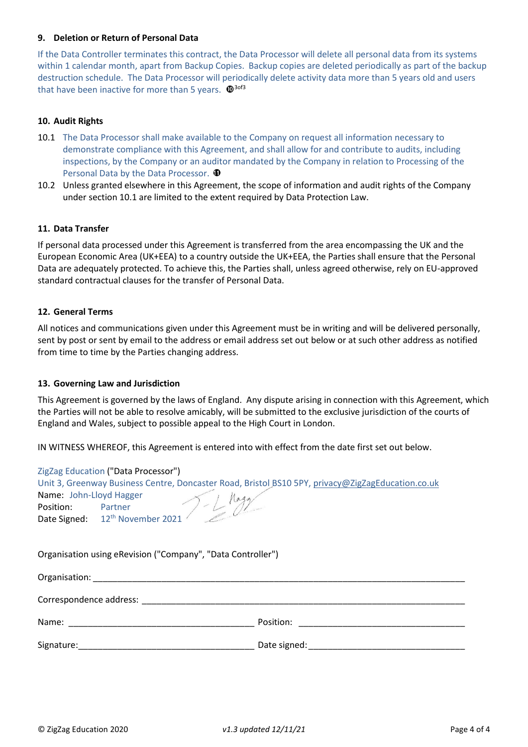### 9. Deletion or Return of Personal Data

If the Data Controller terminates this contract, the Data Processor will delete all personal data from its systems within 1 calendar month, apart from Backup Copies. Backup copies are deleted periodically as part of the backup destruction schedule. The Data Processor will periodically delete activity data more than 5 years old and users that have been inactive for more than 5 years. ⑩ 3of3

### 10. Audit Rights

10.1 The Data Processor shall make available to the Company on request all information necessary to demonstrate compliance with this Agreement, and shall allow for and contribute to audits, including inspections, by the Company or an auditor mandated by the Company in relation to Processing of the Personal Data by the Data Processor. ⑪

10.2 Unless granted elsewhere in this Agreement, the scope of information and audit rights of the Company under section 10.1 are limited to the extent required by Data Protection Law.

### 11. Data Transfer

If personal data processed under this Agreement is transferred from the area encompassing the UK and the European Economic Area (UK+EEA) to a country outside the UK+EEA, the Parties shall ensure that the Personal Data are adequately protected. To achieve this, the Parties shall, unless agreed otherwise, rely on EU-approved standard contractual clauses for the transfer of Personal Data.

### 12. General Terms

All notices and communications given under this Agreement must be in writing and will be delivered personally, sent by post or sent by email to the address or email address set out below or at such other address as notified from time to time by the Parties changing address.

### 13. Governing Law and Jurisdiction

This Agreement is governed by the laws of England. Any dispute arising in connection with this Agreement, which the Parties will not be able to resolve amicably, will be submitted to the exclusive jurisdiction of the courts of England and Wales, subject to possible appeal to the High Court in London.

IN WITNESS WHEREOF, this Agreement is entered into with effect from the date first set out below.

ZigZag Education ("Data Processor")
Unit 3, Greenway Business Centre, Doncaster Road, Bristol BS10 5PY, privacy@ZigZagEducation.co.uk
Name: John-Lloyd Hagger
Position: Partner
Date Signed: 12th November 2021

Organisation using eRevision ("Company", "Data Controller")

Organisation: ____________________

Correspondence address: ____________________

Name: ____________________ Position: ____________________

Signature: ____________________ Date signed: ____________________